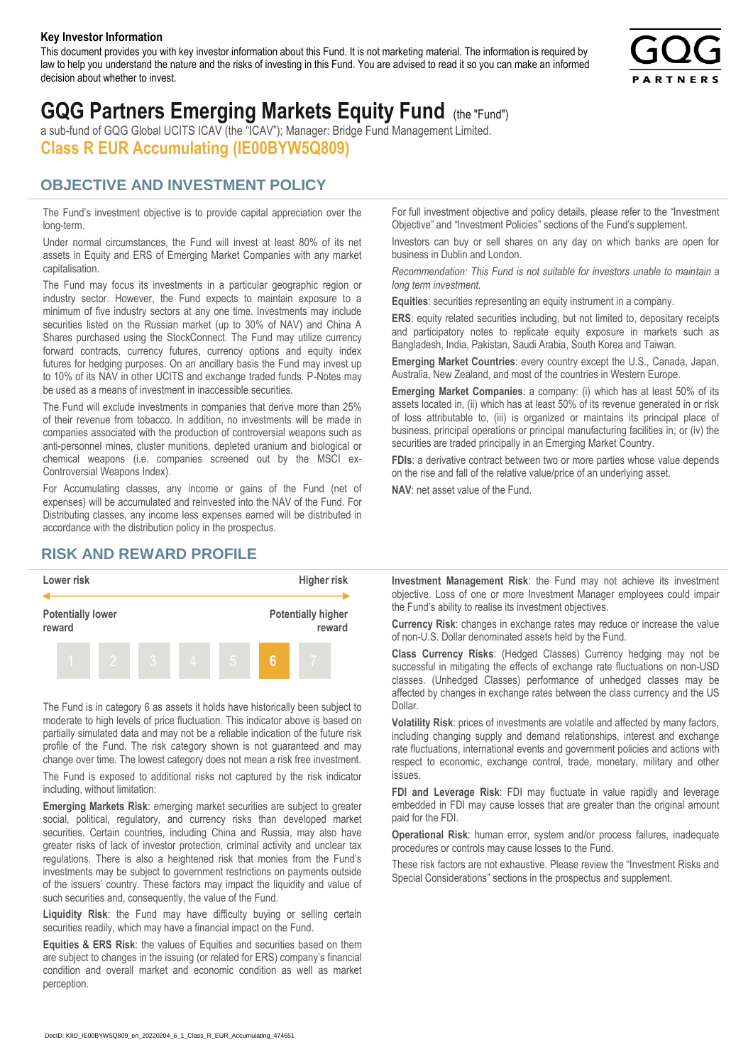**Key Investor Information**

This document provides you with key investor information about this Fund. It is not marketing material. The information is required by law to help you understand the nature and the risks of investing in this Fund. You are advised to read it so you can make an informed decision about whether to invest.

# GQG Partners Emerging Markets Equity Fund (the "Fund")

a sub-fund of GQG Global UCITS ICAV (the "ICAV"); Manager: Bridge Fund Management Limited.

## Class R EUR Accumulating (IE00BYW5Q809)

## OBJECTIVE AND INVESTMENT POLICY

The Fund's investment objective is to provide capital appreciation over the long-term.

Under normal circumstances, the Fund will invest at least 80% of its net assets in Equity and ERS of Emerging Market Companies with any market capitalisation.

The Fund may focus its investments in a particular geographic region or industry sector. However, the Fund expects to maintain exposure to a minimum of five industry sectors at any one time. Investments may include securities listed on the Russian market (up to 30% of NAV) and China A Shares purchased using the StockConnect. The Fund may utilize currency forward contracts, currency futures, currency options and equity index futures for hedging purposes. On an ancillary basis the Fund may invest up to 10% of its NAV in other UCITS and exchange traded funds. P-Notes may be used as a means of investment in inaccessible securities.

The Fund will exclude investments in companies that derive more than 25% of their revenue from tobacco. In addition, no investments will be made in companies associated with the production of controversial weapons such as anti-personnel mines, cluster munitions, depleted uranium and biological or chemical weapons (i.e. companies screened out by the MSCI ex-Controversial Weapons Index).

For Accumulating classes, any income or gains of the Fund (net of expenses) will be accumulated and reinvested into the NAV of the Fund. For Distributing classes, any income less expenses earned will be distributed in accordance with the distribution policy in the prospectus.

For full investment objective and policy details, please refer to the "Investment Objective" and "Investment Policies" sections of the Fund's supplement.

Investors can buy or sell shares on any day on which banks are open for business in Dublin and London.

*Recommendation: This Fund is not suitable for investors unable to maintain a long term investment.*

**Equities**: securities representing an equity instrument in a company.

**ERS**: equity related securities including, but not limited to, depositary receipts and participatory notes to replicate equity exposure in markets such as Bangladesh, India, Pakistan, Saudi Arabia, South Korea and Taiwan.

**Emerging Market Countries**: every country except the U.S., Canada, Japan, Australia, New Zealand, and most of the countries in Western Europe.

**Emerging Market Companies**: a company: (i) which has at least 50% of its assets located in, (ii) which has at least 50% of its revenue generated in or risk of loss attributable to, (iii) is organized or maintains its principal place of business, principal operations or principal manufacturing facilities in; or (iv) the securities are traded principally in an Emerging Market Country.

**FDIs**: a derivative contract between two or more parties whose value depends on the rise and fall of the relative value/price of an underlying asset.

**NAV**: net asset value of the Fund.

## RISK AND REWARD PROFILE

| Lower risk | | | | | | Higher risk |
|---|---|---|---|---|---|---|
| Potentially lower reward | | | | | | Potentially higher reward |
| 1 | 2 | 3 | 4 | 5 | **6** | 7 |

The Fund is in category 6 as assets it holds have historically been subject to moderate to high levels of price fluctuation. This indicator above is based on partially simulated data and may not be a reliable indication of the future risk profile of the Fund. The risk category shown is not guaranteed and may change over time. The lowest category does not mean a risk free investment.

The Fund is exposed to additional risks not captured by the risk indicator including, without limitation:

**Emerging Markets Risk**: emerging market securities are subject to greater social, political, regulatory, and currency risks than developed market securities. Certain countries, including China and Russia, may also have greater risks of lack of investor protection, criminal activity and unclear tax regulations. There is also a heightened risk that monies from the Fund's investments may be subject to government restrictions on payments outside of the issuers' country. These factors may impact the liquidity and value of such securities and, consequently, the value of the Fund.

**Liquidity Risk**: the Fund may have difficulty buying or selling certain securities readily, which may have a financial impact on the Fund.

**Equities & ERS Risk**: the values of Equities and securities based on them are subject to changes in the issuing (or related for ERS) company's financial condition and overall market and economic condition as well as market perception.

**Investment Management Risk**: the Fund may not achieve its investment objective. Loss of one or more Investment Manager employees could impair the Fund's ability to realise its investment objectives.

**Currency Risk**: changes in exchange rates may reduce or increase the value of non-U.S. Dollar denominated assets held by the Fund.

**Class Currency Risks**: (Hedged Classes) Currency hedging may not be successful in mitigating the effects of exchange rate fluctuations on non-USD classes. (Unhedged Classes) performance of unhedged classes may be affected by changes in exchange rates between the class currency and the US Dollar.

**Volatility Risk**: prices of investments are volatile and affected by many factors, including changing supply and demand relationships, interest and exchange rate fluctuations, international events and government policies and actions with respect to economic, exchange control, trade, monetary, military and other issues.

**FDI and Leverage Risk**: FDI may fluctuate in value rapidly and leverage embedded in FDI may cause losses that are greater than the original amount paid for the FDI.

**Operational Risk**: human error, system and/or process failures, inadequate procedures or controls may cause losses to the Fund.

These risk factors are not exhaustive. Please review the "Investment Risks and Special Considerations" sections in the prospectus and supplement.

DocID: KIID_IE00BYW5Q809_en_20220204_6_1_Class_R_EUR_Accumulating_474651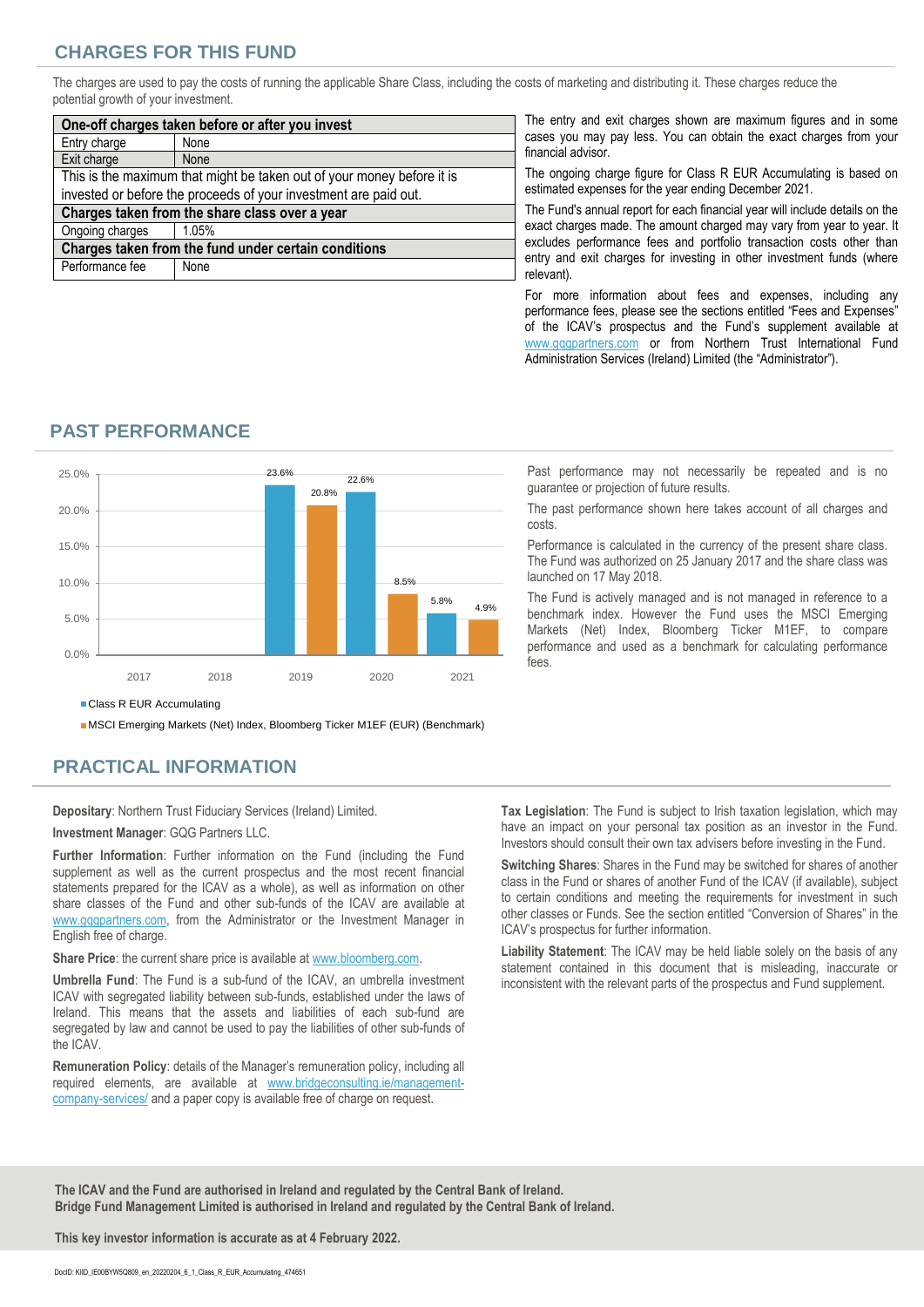## CHARGES FOR THIS FUND

The charges are used to pay the costs of running the applicable Share Class, including the costs of marketing and distributing it. These charges reduce the potential growth of your investment.

| One-off charges taken before or after you invest | |
|---|---|
| Entry charge | None |
| Exit charge | None |
| This is the maximum that might be taken out of your money before it is invested or before the proceeds of your investment are paid out. | |
| **Charges taken from the share class over a year** | |
| Ongoing charges | 1.05% |
| **Charges taken from the fund under certain conditions** | |
| Performance fee | None |

The entry and exit charges shown are maximum figures and in some cases you may pay less. You can obtain the exact charges from your financial advisor.

The ongoing charge figure for Class R EUR Accumulating is based on estimated expenses for the year ending December 2021.

The Fund's annual report for each financial year will include details on the exact charges made. The amount charged may vary from year to year. It excludes performance fees and portfolio transaction costs other than entry and exit charges for investing in other investment funds (where relevant).

For more information about fees and expenses, including any performance fees, please see the sections entitled "Fees and Expenses" of the ICAV's prospectus and the Fund's supplement available at www.gqgpartners.com or from Northern Trust International Fund Administration Services (Ireland) Limited (the "Administrator").

## PAST PERFORMANCE

25.0%
20.0%
15.0%
10.0%
5.0%
0.0%

23.6%
20.8%
22.6%
8.5%
5.8%
4.9%

2017
2018
2019
2020
2021

Class R EUR Accumulating

MSCI Emerging Markets (Net) Index, Bloomberg Ticker M1EF (EUR) (Benchmark)

Past performance may not necessarily be repeated and is no guarantee or projection of future results.

The past performance shown here takes account of all charges and costs.

Performance is calculated in the currency of the present share class. The Fund was authorized on 25 January 2017 and the share class was launched on 17 May 2018.

The Fund is actively managed and is not managed in reference to a benchmark index. However the Fund uses the MSCI Emerging Markets (Net) Index, Bloomberg Ticker M1EF, to compare performance and used as a benchmark for calculating performance fees.

## PRACTICAL INFORMATION

**Depositary**: Northern Trust Fiduciary Services (Ireland) Limited.

**Investment Manager**: GQG Partners LLC.

**Further Information**: Further information on the Fund (including the Fund supplement as well as the current prospectus and the most recent financial statements prepared for the ICAV as a whole), as well as information on other share classes of the Fund and other sub-funds of the ICAV are available at www.gqgpartners.com, from the Administrator or the Investment Manager in English free of charge.

**Share Price**: the current share price is available at www.bloomberg.com.

**Umbrella Fund**: The Fund is a sub-fund of the ICAV, an umbrella investment ICAV with segregated liability between sub-funds, established under the laws of Ireland. This means that the assets and liabilities of each sub-fund are segregated by law and cannot be used to pay the liabilities of other sub-funds of the ICAV.

**Remuneration Policy**: details of the Manager's remuneration policy, including all required elements, are available at www.bridgeconsulting.ie/management-company-services/ and a paper copy is available free of charge on request.

**Tax Legislation**: The Fund is subject to Irish taxation legislation, which may have an impact on your personal tax position as an investor in the Fund. Investors should consult their own tax advisers before investing in the Fund.

**Switching Shares**: Shares in the Fund may be switched for shares of another class in the Fund or shares of another Fund of the ICAV (if available), subject to certain conditions and meeting the requirements for investment in such other classes or Funds. See the section entitled "Conversion of Shares" in the ICAV's prospectus for further information.

**Liability Statement**: The ICAV may be held liable solely on the basis of any statement contained in this document that is misleading, inaccurate or inconsistent with the relevant parts of the prospectus and Fund supplement.

**The ICAV and the Fund are authorised in Ireland and regulated by the Central Bank of Ireland.**
**Bridge Fund Management Limited is authorised in Ireland and regulated by the Central Bank of Ireland.**

**This key investor information is accurate as at 4 February 2022.**

DocID: KIID_IE00BYW5Q809_en_20220204_6_1_Class_R_EUR_Accumulating_474651